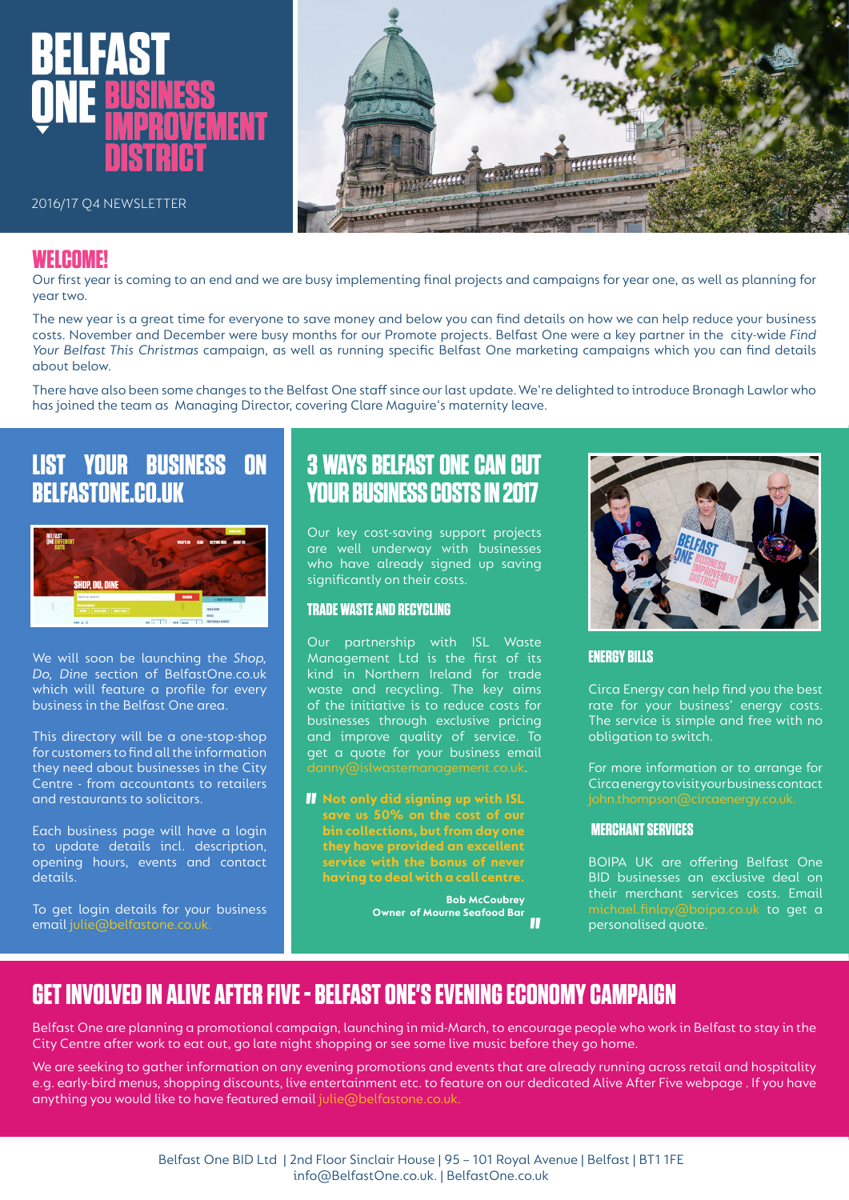# BELFAST ONE BUSINESS IMPROVEMENT DISTRICT

2016/17 Q4 NEWSLETTER

## WELCOME!

Our first year is coming to an end and we are busy implementing final projects and campaigns for year one, as well as planning for year two.

The new year is a great time for everyone to save money and below you can find details on how we can help reduce your business costs. November and December were busy months for our Promote projects. Belfast One were a key partner in the city-wide *Find Your Belfast This Christmas* campaign, as well as running specific Belfast One marketing campaigns which you can find details about below.

There have also been some changes to the Belfast One staff since our last update. We're delighted to introduce Bronagh Lawlor who has joined the team as Managing Director, covering Clare Maguire's maternity leave.

## LIST YOUR BUSINESS ON BELFASTONE.CO.UK

We will soon be launching the *Shop, Do, Dine* section of BelfastOne.co.uk which will feature a profile for every business in the Belfast One area.

This directory will be a one-stop-shop for customers to find all the information they need about businesses in the City Centre - from accountants to retailers and restaurants to solicitors.

Each business page will have a login to update details incl. description, opening hours, events and contact details.

To get login details for your business email julie@belfastone.co.uk.

## 3 WAYS BELFAST ONE CAN CUT YOUR BUSINESS COSTS IN 2017

Our key cost-saving support projects are well underway with businesses who have already signed up saving significantly on their costs.

### TRADE WASTE AND RECYCLING

Our partnership with ISL Waste Management Ltd is the first of its kind in Northern Ireland for trade waste and recycling. The key aims of the initiative is to reduce costs for businesses through exclusive pricing and improve quality of service. To get a quote for your business email danny@islwastemanagement.co.uk.

> **Not only did signing up with ISL save us 50% on the cost of our bin collections, but from day one they have provided an excellent service with the bonus of never having to deal with a call centre.**
>
> **Bob McCoubrey**
> **Owner of Mourne Seafood Bar**

### ENERGY BILLS

Circa Energy can help find you the best rate for your business' energy costs. The service is simple and free with no obligation to switch.

For more information or to arrange for Circa energy to visit your business contact john.thompson@circaenergy.co.uk.

### MERCHANT SERVICES

BOIPA UK are offering Belfast One BID businesses an exclusive deal on their merchant services costs. Email michael.finlay@boipa.co.uk to get a personalised quote.

## GET INVOLVED IN ALIVE AFTER FIVE - BELFAST ONE'S EVENING ECONOMY CAMPAIGN

Belfast One are planning a promotional campaign, launching in mid-March, to encourage people who work in Belfast to stay in the City Centre after work to eat out, go late night shopping or see some live music before they go home.

We are seeking to gather information on any evening promotions and events that are already running across retail and hospitality e.g. early-bird menus, shopping discounts, live entertainment etc. to feature on our dedicated Alive After Five webpage . If you have anything you would like to have featured email julie@belfastone.co.uk.

Belfast One BID Ltd | 2nd Floor Sinclair House | 95 – 101 Royal Avenue | Belfast | BT1 1FE
info@BelfastOne.co.uk. | BelfastOne.co.uk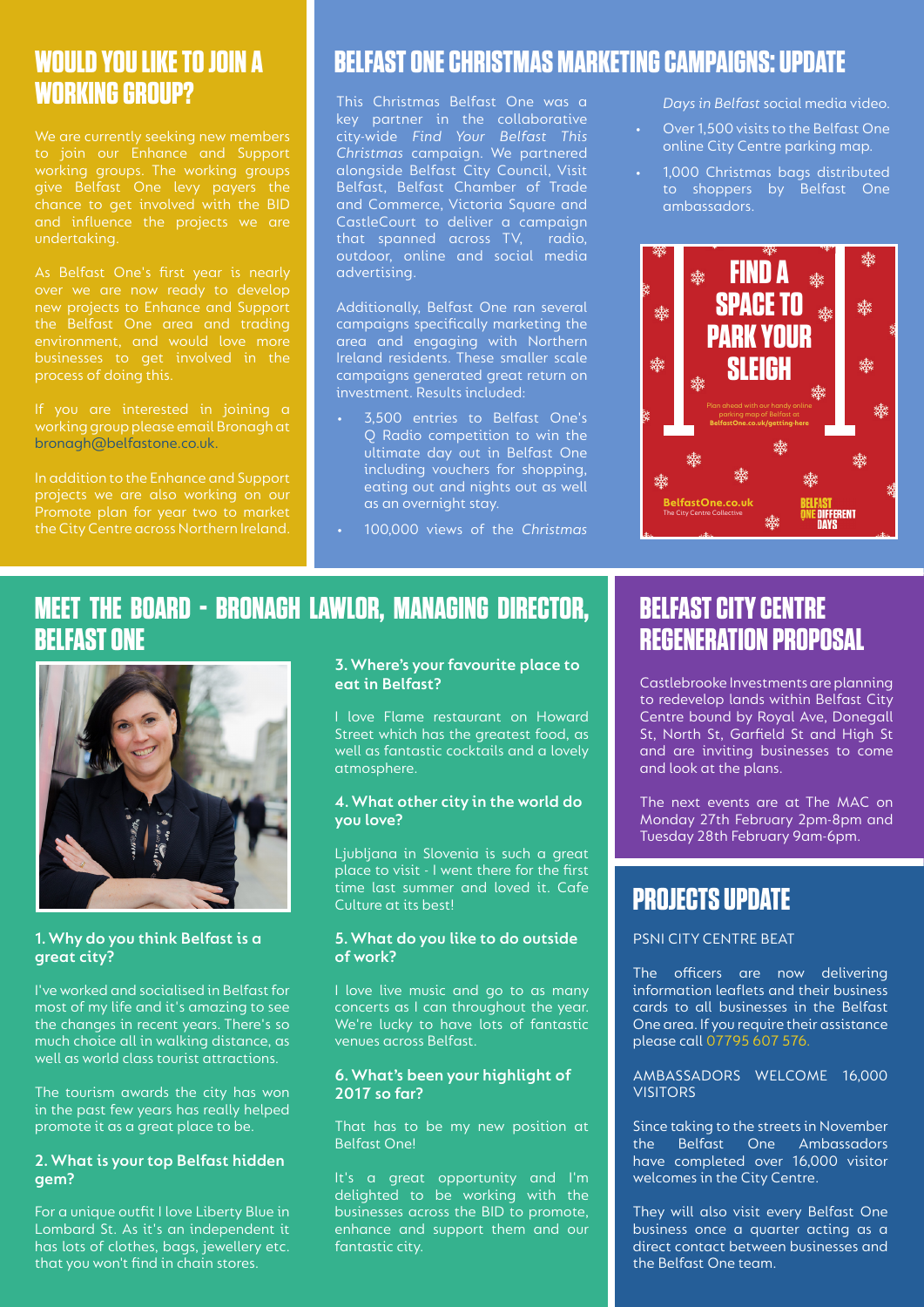## WOULD YOU LIKE TO JOIN A WORKING GROUP?

We are currently seeking new members to join our Enhance and Support working groups. The working groups give Belfast One levy payers the chance to get involved with the BID and influence the projects we are undertaking.

As Belfast One's first year is nearly over we are now ready to develop new projects to Enhance and Support the Belfast One area and trading environment, and would love more businesses to get involved in the process of doing this.

If you are interested in joining a working group please email Bronagh at bronagh@belfastone.co.uk.

In addition to the Enhance and Support projects we are also working on our Promote plan for year two to market the City Centre across Northern Ireland.

## BELFAST ONE CHRISTMAS MARKETING CAMPAIGNS: UPDATE

This Christmas Belfast One was a key partner in the collaborative city-wide *Find Your Belfast This Christmas* campaign. We partnered alongside Belfast City Council, Visit Belfast, Belfast Chamber of Trade and Commerce, Victoria Square and CastleCourt to deliver a campaign that spanned across TV, radio, outdoor, online and social media advertising.

Additionally, Belfast One ran several campaigns specifically marketing the area and engaging with Northern Ireland residents. These smaller scale campaigns generated great return on investment. Results included:

- 3,500 entries to Belfast One's Q Radio competition to win the ultimate day out in Belfast One including vouchers for shopping, eating out and nights out as well as an overnight stay.
- 100,000 views of the *Christmas Days in Belfast* social media video.
- Over 1,500 visits to the Belfast One online City Centre parking map.
- 1,000 Christmas bags distributed to shoppers by Belfast One ambassadors.

FIND A SPACE TO PARK YOUR SLEIGH

Plan ahead with our handy online parking map of Belfast at BelfastOne.co.uk/getting-here

BelfastOne.co.uk
The City Centre Collective

BELFAST ONE DIFFERENT DAYS

## MEET THE BOARD - BRONAGH LAWLOR, MANAGING DIRECTOR, BELFAST ONE

**1. Why do you think Belfast is a great city?**

I've worked and socialised in Belfast for most of my life and it's amazing to see the changes in recent years. There's so much choice all in walking distance, as well as world class tourist attractions.

The tourism awards the city has won in the past few years has really helped promote it as a great place to be.

**2. What is your top Belfast hidden gem?**

For a unique outfit I love Liberty Blue in Lombard St. As it's an independent it has lots of clothes, bags, jewellery etc. that you won't find in chain stores.

**3. Where's your favourite place to eat in Belfast?**

I love Flame restaurant on Howard Street which has the greatest food, as well as fantastic cocktails and a lovely atmosphere.

**4. What other city in the world do you love?**

Ljubljana in Slovenia is such a great place to visit - I went there for the first time last summer and loved it. Cafe Culture at its best!

**5. What do you like to do outside of work?**

I love live music and go to as many concerts as I can throughout the year. We're lucky to have lots of fantastic venues across Belfast.

**6. What's been your highlight of 2017 so far?**

That has to be my new position at Belfast One!

It's a great opportunity and I'm delighted to be working with the businesses across the BID to promote, enhance and support them and our fantastic city.

## BELFAST CITY CENTRE REGENERATION PROPOSAL

Castlebrooke Investments are planning to redevelop lands within Belfast City Centre bound by Royal Ave, Donegall St, North St, Garfield St and High St and are inviting businesses to come and look at the plans.

The next events are at The MAC on Monday 27th February 2pm-8pm and Tuesday 28th February 9am-6pm.

## PROJECTS UPDATE

PSNI CITY CENTRE BEAT

The officers are now delivering information leaflets and their business cards to all businesses in the Belfast One area. If you require their assistance please call 07795 607 576.

AMBASSADORS WELCOME 16,000 VISITORS

Since taking to the streets in November the Belfast One Ambassadors have completed over 16,000 visitor welcomes in the City Centre.

They will also visit every Belfast One business once a quarter acting as a direct contact between businesses and the Belfast One team.